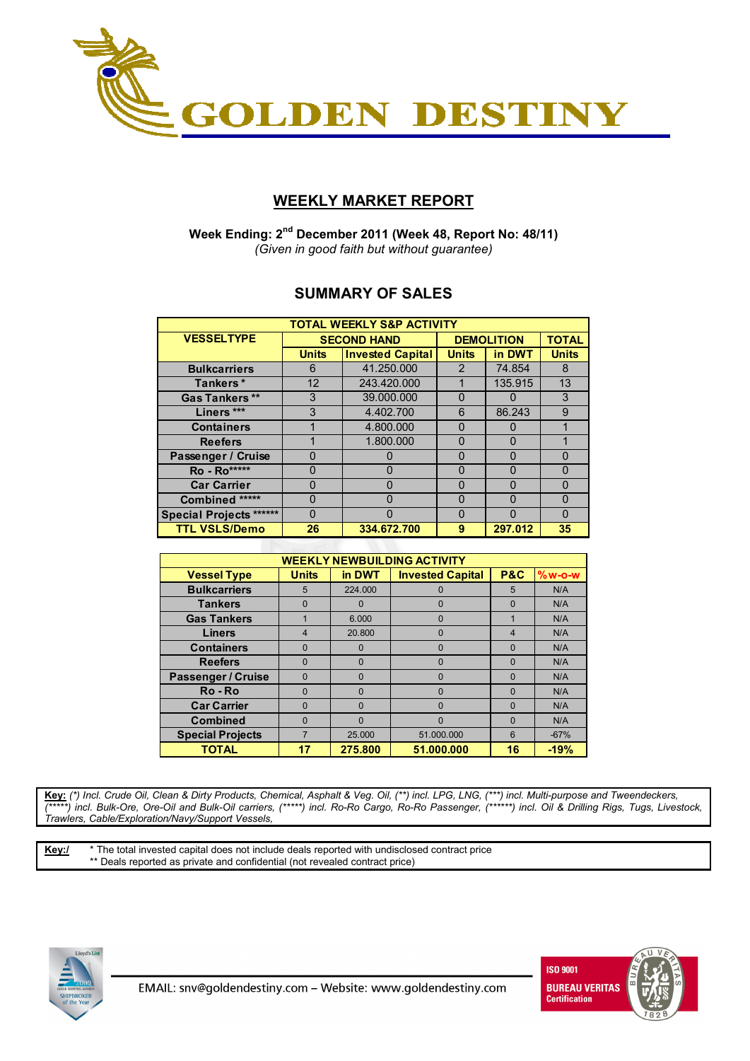# GOLDEN DESTINY

## WEEKLY MARKET REPORT

**Week Ending: 2nd December 2011 (Week 48, Report No: 48/11)**
*(Given in good faith but without guarantee)*

## SUMMARY OF SALES

| TOTAL WEEKLY S&P ACTIVITY | | | | | |
|---|---|---|---|---|---|
| VESSELTYPE | SECOND HAND | | DEMOLITION | | TOTAL |
| | Units | Invested Capital | Units | in DWT | Units |
| Bulkcarriers | 6 | 41.250.000 | 2 | 74.854 | 8 |
| Tankers * | 12 | 243.420.000 | 1 | 135.915 | 13 |
| Gas Tankers ** | 3 | 39.000.000 | 0 | 0 | 3 |
| Liners *** | 3 | 4.402.700 | 6 | 86.243 | 9 |
| Containers | 1 | 4.800.000 | 0 | 0 | 1 |
| Reefers | 1 | 1.800.000 | 0 | 0 | 1 |
| Passenger / Cruise | 0 | 0 | 0 | 0 | 0 |
| Ro - Ro***** | 0 | 0 | 0 | 0 | 0 |
| Car Carrier | 0 | 0 | 0 | 0 | 0 |
| Combined ***** | 0 | 0 | 0 | 0 | 0 |
| Special Projects ****** | 0 | 0 | 0 | 0 | 0 |
| **TTL VSLS/Demo** | **26** | **334.672.700** | **9** | **297.012** | **35** |

| WEEKLY NEWBUILDING ACTIVITY | | | | | |
|---|---|---|---|---|---|
| Vessel Type | Units | in DWT | Invested Capital | P&C | %w-o-w |
| Bulkcarriers | 5 | 224.000 | 0 | 5 | N/A |
| Tankers | 0 | 0 | 0 | 0 | N/A |
| Gas Tankers | 1 | 6.000 | 0 | 1 | N/A |
| Liners | 4 | 20.800 | 0 | 4 | N/A |
| Containers | 0 | 0 | 0 | 0 | N/A |
| Reefers | 0 | 0 | 0 | 0 | N/A |
| Passenger / Cruise | 0 | 0 | 0 | 0 | N/A |
| Ro - Ro | 0 | 0 | 0 | 0 | N/A |
| Car Carrier | 0 | 0 | 0 | 0 | N/A |
| Combined | 0 | 0 | 0 | 0 | N/A |
| Special Projects | 7 | 25.000 | 51.000.000 | 6 | -67% |
| **TOTAL** | **17** | **275.800** | **51.000.000** | **16** | **-19%** |

**Key:** *(\*) Incl. Crude Oil, Clean & Dirty Products, Chemical, Asphalt & Veg. Oil, (\*\*) incl. LPG, LNG, (\*\*\*) incl. Multi-purpose and Tweendeckers, (\*\*\*\*\*) incl. Bulk-Ore, Ore-Oil and Bulk-Oil carriers, (\*\*\*\*\*) incl. Ro-Ro Cargo, Ro-Ro Passenger, (\*\*\*\*\*\*) incl. Oil & Drilling Rigs, Tugs, Livestock, Trawlers, Cable/Exploration/Navy/Support Vessels,*

**Key:/** * The total invested capital does not include deals reported with undisclosed contract price
** Deals reported as private and confidential (not revealed contract price)

EMAIL: snv@goldendestiny.com – Website: www.goldendestiny.com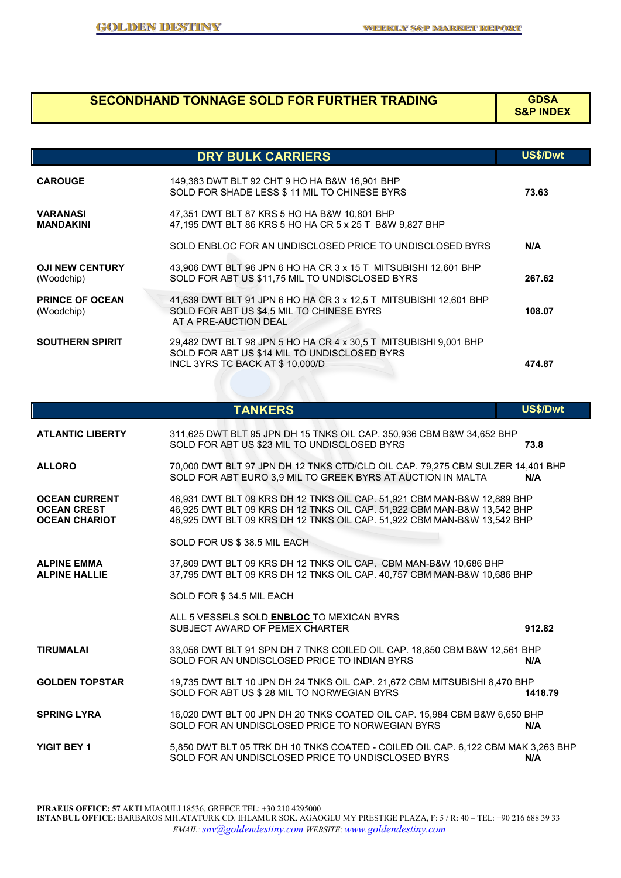## SECONDHAND TONNAGE SOLD FOR FURTHER TRADING

**GDSA S&P INDEX**

### DRY BULK CARRIERS

| Vessel | Details | US$/Dwt |
|---|---|---|
| **CAROUGE** | 149,383 DWT BLT 92 CHT 9 HO HA B&W 16,901 BHP<br>SOLD FOR SHADE LESS $ 11 MIL TO CHINESE BYRS | **73.63** |
| **VARANASI**<br>**MANDAKINI** | 47,351 DWT BLT 87 KRS 5 HO HA B&W 10,801 BHP<br>47,195 DWT BLT 86 KRS 5 HO HA CR 5 x 25 T B&W 9,827 BHP<br><br>SOLD ENBLOC FOR AN UNDISCLOSED PRICE TO UNDISCLOSED BYRS | **N/A** |
| **OJI NEW CENTURY** (Woodchip) | 43,906 DWT BLT 96 JPN 6 HO HA CR 3 x 15 T MITSUBISHI 12,601 BHP<br>SOLD FOR ABT US $11,75 MIL TO UNDISCLOSED BYRS | **267.62** |
| **PRINCE OF OCEAN** (Woodchip) | 41,639 DWT BLT 91 JPN 6 HO HA CR 3 x 12,5 T MITSUBISHI 12,601 BHP<br>SOLD FOR ABT US $4,5 MIL TO CHINESE BYRS<br>AT A PRE-AUCTION DEAL | **108.07** |
| **SOUTHERN SPIRIT** | 29,482 DWT BLT 98 JPN 5 HO HA CR 4 x 30,5 T MITSUBISHI 9,001 BHP<br>SOLD FOR ABT US $14 MIL TO UNDISCLOSED BYRS<br>INCL 3YRS TC BACK AT $ 10,000/D | **474.87** |

### TANKERS

| Vessel | Details | US$/Dwt |
|---|---|---|
| **ATLANTIC LIBERTY** | 311,625 DWT BLT 95 JPN DH 15 TNKS OIL CAP. 350,936 CBM B&W 34,652 BHP<br>SOLD FOR ABT US $23 MIL TO UNDISCLOSED BYRS | **73.8** |
| **ALLORO** | 70,000 DWT BLT 97 JPN DH 12 TNKS CTD/CLD OIL CAP. 79,275 CBM SULZER 14,401 BHP<br>SOLD FOR ABT EURO 3,9 MIL TO GREEK BYRS AT AUCTION IN MALTA | **N/A** |
| **OCEAN CURRENT**<br>**OCEAN CREST**<br>**OCEAN CHARIOT** | 46,931 DWT BLT 09 KRS DH 12 TNKS OIL CAP. 51,921 CBM MAN-B&W 12,889 BHP<br>46,925 DWT BLT 09 KRS DH 12 TNKS OIL CAP. 51,922 CBM MAN-B&W 13,542 BHP<br>46,925 DWT BLT 09 KRS DH 12 TNKS OIL CAP. 51,922 CBM MAN-B&W 13,542 BHP<br><br>SOLD FOR US $ 38.5 MIL EACH | |
| **ALPINE EMMA**<br>**ALPINE HALLIE** | 37,809 DWT BLT 09 KRS DH 12 TNKS OIL CAP. CBM MAN-B&W 10,686 BHP<br>37,795 DWT BLT 09 KRS DH 12 TNKS OIL CAP. 40,757 CBM MAN-B&W 10,686 BHP<br><br>SOLD FOR $ 34.5 MIL EACH<br><br>ALL 5 VESSELS SOLD **ENBLOC** TO MEXICAN BYRS<br>SUBJECT AWARD OF PEMEX CHARTER | **912.82** |
| **TIRUMALAI** | 33,056 DWT BLT 91 SPN DH 7 TNKS COILED OIL CAP. 18,850 CBM B&W 12,561 BHP<br>SOLD FOR AN UNDISCLOSED PRICE TO INDIAN BYRS | **N/A** |
| **GOLDEN TOPSTAR** | 19,735 DWT BLT 10 JPN DH 24 TNKS OIL CAP. 21,672 CBM MITSUBISHI 8,470 BHP<br>SOLD FOR ABT US $ 28 MIL TO NORWEGIAN BYRS | **1418.79** |
| **SPRING LYRA** | 16,020 DWT BLT 00 JPN DH 20 TNKS COATED OIL CAP. 15,984 CBM B&W 6,650 BHP<br>SOLD FOR AN UNDISCLOSED PRICE TO NORWEGIAN BYRS | **N/A** |
| **YIGIT BEY 1** | 5,850 DWT BLT 05 TRK DH 10 TNKS COATED - COILED OIL CAP. 6,122 CBM MAK 3,263 BHP<br>SOLD FOR AN UNDISCLOSED PRICE TO UNDISCLOSED BYRS | **N/A** |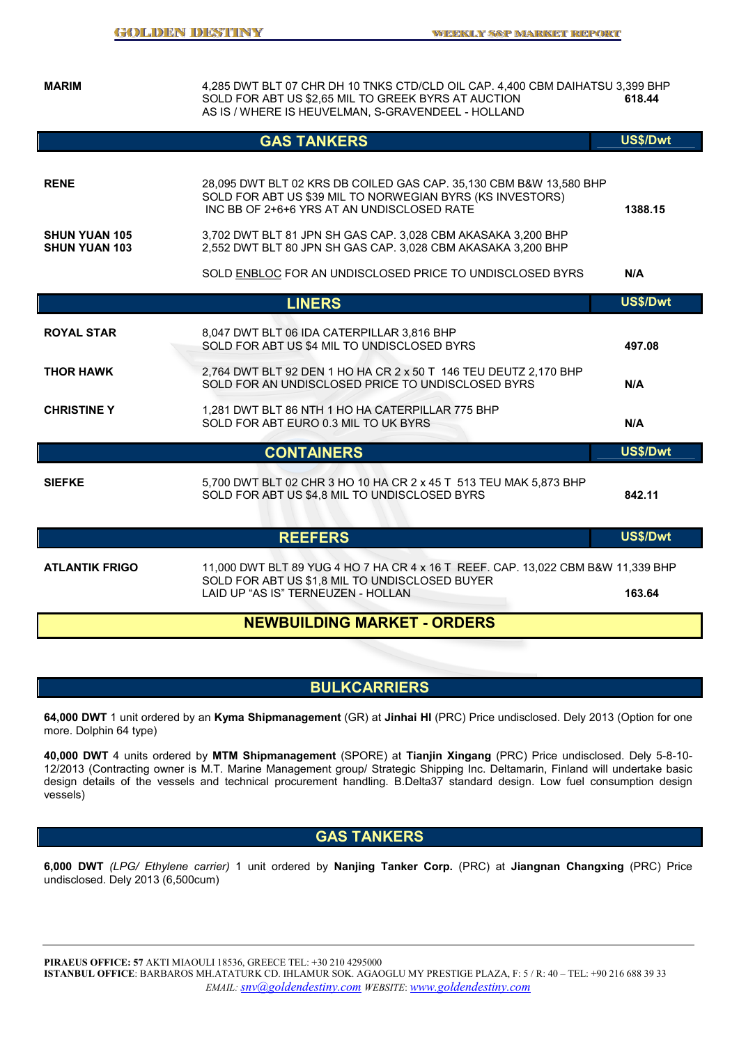| | | |
|---|---|---|
| **MARIM** | 4,285 DWT BLT 07 CHR DH 10 TNKS CTD/CLD OIL CAP. 4,400 CBM DAIHATSU 3,399 BHP<br>SOLD FOR ABT US $2,65 MIL TO GREEK BYRS AT AUCTION<br>AS IS / WHERE IS HEUVELMAN, S-GRAVENDEEL - HOLLAND | **618.44** |

## GAS TANKERS

| | | US$/Dwt |
|---|---|---|
| **RENE** | 28,095 DWT BLT 02 KRS DB COILED GAS CAP. 35,130 CBM B&W 13,580 BHP<br>SOLD FOR ABT US $39 MIL TO NORWEGIAN BYRS (KS INVESTORS)<br>INC BB OF 2+6+6 YRS AT AN UNDISCLOSED RATE | **1388.15** |
| **SHUN YUAN 105**<br>**SHUN YUAN 103** | 3,702 DWT BLT 81 JPN SH GAS CAP. 3,028 CBM AKASAKA 3,200 BHP<br>2,552 DWT BLT 80 JPN SH GAS CAP. 3,028 CBM AKASAKA 3,200 BHP<br>SOLD ENBLOC FOR AN UNDISCLOSED PRICE TO UNDISCLOSED BYRS | **N/A** |

## LINERS

| | | US$/Dwt |
|---|---|---|
| **ROYAL STAR** | 8,047 DWT BLT 06 IDA CATERPILLAR 3,816 BHP<br>SOLD FOR ABT US $4 MIL TO UNDISCLOSED BYRS | **497.08** |
| **THOR HAWK** | 2,764 DWT BLT 92 DEN 1 HO HA CR 2 x 50 T 146 TEU DEUTZ 2,170 BHP<br>SOLD FOR AN UNDISCLOSED PRICE TO UNDISCLOSED BYRS | **N/A** |
| **CHRISTINE Y** | 1,281 DWT BLT 86 NTH 1 HO HA CATERPILLAR 775 BHP<br>SOLD FOR ABT EURO 0.3 MIL TO UK BYRS | **N/A** |

## CONTAINERS

| | | US$/Dwt |
|---|---|---|
| **SIEFKE** | 5,700 DWT BLT 02 CHR 3 HO 10 HA CR 2 x 45 T 513 TEU MAK 5,873 BHP<br>SOLD FOR ABT US $4,8 MIL TO UNDISCLOSED BYRS | **842.11** |

## REEFERS

| | | US$/Dwt |
|---|---|---|
| **ATLANTIK FRIGO** | 11,000 DWT BLT 89 YUG 4 HO 7 HA CR 4 x 16 T REEF. CAP. 13,022 CBM B&W 11,339 BHP<br>SOLD FOR ABT US $1,8 MIL TO UNDISCLOSED BUYER<br>LAID UP "AS IS" TERNEUZEN - HOLLAN | **163.64** |

# NEWBUILDING MARKET - ORDERS

## BULKCARRIERS

**64,000 DWT** 1 unit ordered by an **Kyma Shipmanagement** (GR) at **Jinhai HI** (PRC) Price undisclosed. Dely 2013 (Option for one more. Dolphin 64 type)

**40,000 DWT** 4 units ordered by **MTM Shipmanagement** (SPORE) at **Tianjin Xingang** (PRC) Price undisclosed. Dely 5-8-10-12/2013 (Contracting owner is M.T. Marine Management group/ Strategic Shipping Inc. Deltamarin, Finland will undertake basic design details of the vessels and technical procurement handling. B.Delta37 standard design. Low fuel consumption design vessels)

## GAS TANKERS

**6,000 DWT** *(LPG/ Ethylene carrier)* 1 unit ordered by **Nanjing Tanker Corp.** (PRC) at **Jiangnan Changxing** (PRC) Price undisclosed. Dely 2013 (6,500cum)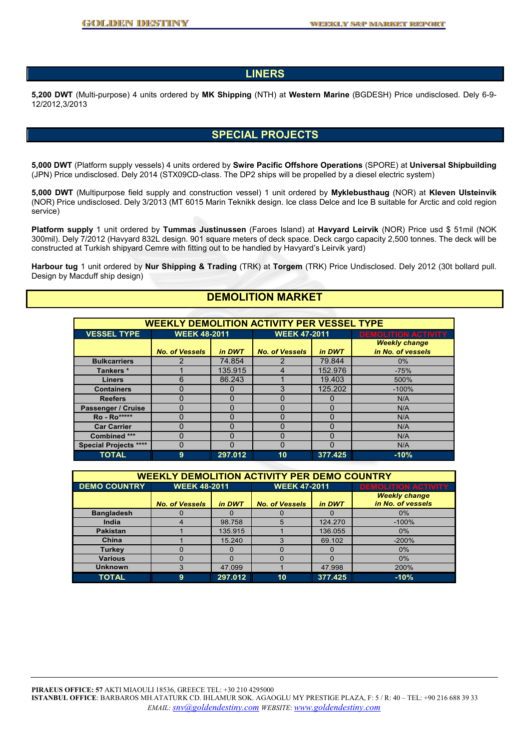## LINERS

**5,200 DWT** (Multi-purpose) 4 units ordered by **MK Shipping** (NTH) at **Western Marine** (BGDESH) Price undisclosed. Dely 6-9-12/2012,3/2013

## SPECIAL PROJECTS

**5,000 DWT** (Platform supply vessels) 4 units ordered by **Swire Pacific Offshore Operations** (SPORE) at **Universal Shipbuilding** (JPN) Price undisclosed. Dely 2014 (STX09CD-class. The DP2 ships will be propelled by a diesel electric system)

**5,000 DWT** (Multipurpose field supply and construction vessel) 1 unit ordered by **Myklebusthaug** (NOR) at **Kleven Ulsteinvik** (NOR) Price undisclosed. Dely 3/2013 (MT 6015 Marin Teknikk design. Ice class Delce and Ice B suitable for Arctic and cold region service)

**Platform supply** 1 unit ordered by **Tummas Justinussen** (Faroes Island) at **Havyard Leirvik** (NOR) Price usd $ 51mil (NOK 300mil). Dely 7/2012 (Havyard 832L design. 901 square meters of deck space. Deck cargo capacity 2,500 tonnes. The deck will be constructed at Turkish shipyard Cemre with fitting out to be handled by Havyard's Leirvik yard)

**Harbour tug** 1 unit ordered by **Nur Shipping & Trading** (TRK) at **Torgem** (TRK) Price Undisclosed. Dely 2012 (30t bollard pull. Design by Macduff ship design)

## DEMOLITION MARKET

**WEEKLY DEMOLITION ACTIVITY PER VESSEL TYPE**

| VESSEL TYPE | WEEK 48-2011 | | WEEK 47-2011 | | DEMOLITION ACTIVITY |
|---|---|---|---|---|---|
| | No. of Vessels | in DWT | No. of Vessels | in DWT | Weekly change in No. of vessels |
| Bulkcarriers | 2 | 74.854 | 2 | 79.844 | 0% |
| Tankers * | 1 | 135.915 | 4 | 152.976 | -75% |
| Liners | 6 | 86.243 | 1 | 19.403 | 500% |
| Containers | 0 | 0 | 3 | 125.202 | -100% |
| Reefers | 0 | 0 | 0 | 0 | N/A |
| Passenger / Cruise | 0 | 0 | 0 | 0 | N/A |
| Ro - Ro***** | 0 | 0 | 0 | 0 | N/A |
| Car Carrier | 0 | 0 | 0 | 0 | N/A |
| Combined *** | 0 | 0 | 0 | 0 | N/A |
| Special Projects **** | 0 | 0 | 0 | 0 | N/A |
| TOTAL | 9 | 297.012 | 10 | 377.425 | -10% |

**WEEKLY DEMOLITION ACTIVITY PER DEMO COUNTRY**

| DEMO COUNTRY | WEEK 48-2011 | | WEEK 47-2011 | | DEMOLITION ACTIVITY |
|---|---|---|---|---|---|
| | No. of Vessels | in DWT | No. of Vessels | in DWT | Weekly change in No. of vessels |
| Bangladesh | 0 | 0 | 0 | 0 | 0% |
| India | 4 | 98.758 | 5 | 124.270 | -100% |
| Pakistan | 1 | 135.915 | 1 | 136.055 | 0% |
| China | 1 | 15.240 | 3 | 69.102 | -200% |
| Turkey | 0 | 0 | 0 | 0 | 0% |
| Various | 0 | 0 | 0 | 0 | 0% |
| Unknown | 3 | 47.099 | 1 | 47.998 | 200% |
| TOTAL | 9 | 297.012 | 10 | 377.425 | -10% |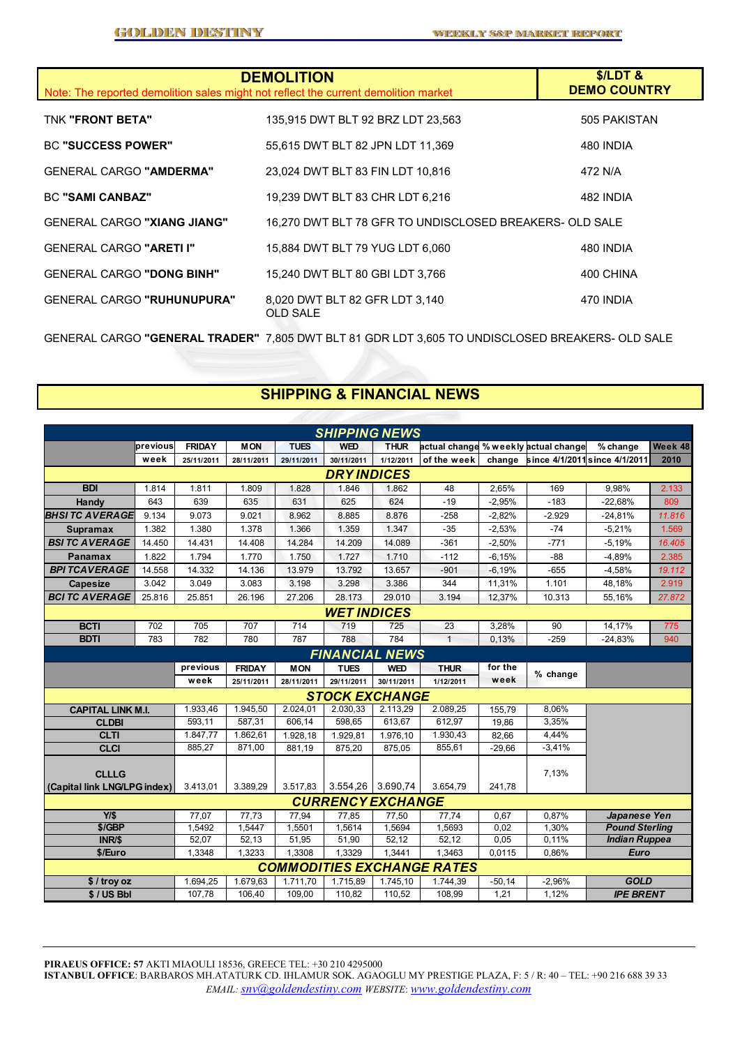## DEMOLITION

Note: The reported demolition sales might not reflect the current demolition market

| | | $/LDT & DEMO COUNTRY |
|---|---|---|
| TNK **"FRONT BETA"** | 135,915 DWT BLT 92 BRZ LDT 23,563 | 505 PAKISTAN |
| BC **"SUCCESS POWER"** | 55,615 DWT BLT 82 JPN LDT 11,369 | 480 INDIA |
| GENERAL CARGO **"AMDERMA"** | 23,024 DWT BLT 83 FIN LDT 10,816 | 472 N/A |
| BC **"SAMI CANBAZ"** | 19,239 DWT BLT 83 CHR LDT 6,216 | 482 INDIA |
| GENERAL CARGO **"XIANG JIANG"** | 16,270 DWT BLT 78 GFR TO UNDISCLOSED BREAKERS- OLD SALE | |
| GENERAL CARGO **"ARETI I"** | 15,884 DWT BLT 79 YUG LDT 6,060 | 480 INDIA |
| GENERAL CARGO **"DONG BINH"** | 15,240 DWT BLT 80 GBI LDT 3,766 | 400 CHINA |
| GENERAL CARGO **"RUHUNUPURA"** | 8,020 DWT BLT 82 GFR LDT 3,140 OLD SALE | 470 INDIA |

GENERAL CARGO **"GENERAL TRADER"** 7,805 DWT BLT 81 GDR LDT 3,605 TO UNDISCLOSED BREAKERS- OLD SALE

## SHIPPING & FINANCIAL NEWS

### SHIPPING NEWS

| | previous week | FRIDAY 25/11/2011 | MON 28/11/2011 | TUES 29/11/2011 | WED 30/11/2011 | THUR 1/12/2011 | actual change of the week | % weekly change | actual change since 4/1/2011 | % change since 4/1/2011 | Week 48 2010 |
|---|---|---|---|---|---|---|---|---|---|---|---|
| **DRY INDICES** | | | | | | | | | | | |
| **BDI** | 1.814 | 1.811 | 1.809 | 1.828 | 1.846 | 1.862 | 48 | 2,65% | 169 | 9,98% | 2.133 |
| **Handy** | 643 | 639 | 635 | 631 | 625 | 624 | -19 | -2,95% | -183 | -22,68% | 809 |
| ***BHSI TC AVERAGE*** | 9.134 | 9.073 | 9.021 | 8.962 | 8.885 | 8.876 | -258 | -2,82% | -2.929 | -24,81% | *11.816* |
| **Supramax** | 1.382 | 1.380 | 1.378 | 1.366 | 1.359 | 1.347 | -35 | -2,53% | -74 | -5,21% | 1.569 |
| ***BSI TC AVERAGE*** | 14.450 | 14.431 | 14.408 | 14.284 | 14.209 | 14.089 | -361 | -2,50% | -771 | -5,19% | *16.405* |
| **Panamax** | 1.822 | 1.794 | 1.770 | 1.750 | 1.727 | 1.710 | -112 | -6,15% | -88 | -4,89% | 2.385 |
| ***BPI TCAVERAGE*** | 14.558 | 14.332 | 14.136 | 13.979 | 13.792 | 13.657 | -901 | -6,19% | -655 | -4,58% | *19.112* |
| **Capesize** | 3.042 | 3.049 | 3.083 | 3.198 | 3.298 | 3.386 | 344 | 11,31% | 1.101 | 48,18% | 2.919 |
| ***BCI TC AVERAGE*** | 25.816 | 25.851 | 26.196 | 27.206 | 28.173 | 29.010 | 3.194 | 12,37% | 10.313 | 55,16% | *27.872* |
| **WET INDICES** | | | | | | | | | | | |
| **BCTI** | 702 | 705 | 707 | 714 | 719 | 725 | 23 | 3,28% | 90 | 14,17% | 775 |
| **BDTI** | 783 | 782 | 780 | 787 | 788 | 784 | 1 | 0,13% | -259 | -24,83% | 940 |

### FINANCIAL NEWS

| | previous week | FRIDAY 25/11/2011 | MON 28/11/2011 | TUES 29/11/2011 | WED 30/11/2011 | THUR 1/12/2011 | for the week | % change | |
|---|---|---|---|---|---|---|---|---|---|
| **STOCK EXCHANGE** | | | | | | | | | |
| **CAPITAL LINK M.I.** | 1.933,46 | 1.945,50 | 2.024,01 | 2.030,33 | 2.113,29 | 2.089,25 | 155,79 | 8,06% | |
| **CLDBI** | 593,11 | 587,31 | 606,14 | 598,65 | 613,67 | 612,97 | 19,86 | 3,35% | |
| **CLTI** | 1.847,77 | 1.862,61 | 1.928,18 | 1.929,81 | 1.976,10 | 1.930,43 | 82,66 | 4,44% | |
| **CLCI** | 885,27 | 871,00 | 881,19 | 875,20 | 875,05 | 855,61 | -29,66 | -3,41% | |
| **CLLLG (Capital link LNG/LPG index)** | 3.413,01 | 3.389,29 | 3.517,83 | 3.554,26 | 3.690,74 | 3.654,79 | 241,78 | 7,13% | |
| **CURRENCY EXCHANGE** | | | | | | | | | |
| **Y/$** | 77,07 | 77,73 | 77,94 | 77,85 | 77,50 | 77,74 | 0,67 | 0,87% | ***Japanese Yen*** |
| **$/GBP** | 1,5492 | 1,5447 | 1,5501 | 1,5614 | 1,5694 | 1,5693 | 0,02 | 1,30% | ***Pound Sterling*** |
| **INR/$** | 52,07 | 52,13 | 51,95 | 51,90 | 52,12 | 52,12 | 0,05 | 0,11% | ***Indian Ruppea*** |
| **$/Euro** | 1,3348 | 1,3233 | 1,3308 | 1,3329 | 1,3441 | 1,3463 | 0,0115 | 0,86% | ***Euro*** |
| **COMMODITIES EXCHANGE RATES** | | | | | | | | | |
| **$ / troy oz** | 1.694,25 | 1.679,63 | 1.711,70 | 1.715,89 | 1.745,10 | 1.744,39 | -50,14 | -2,96% | ***GOLD*** |
| **$ / US Bbl** | 107,78 | 106,40 | 109,00 | 110,82 | 110,52 | 108,99 | 1,21 | 1,12% | ***IPE BRENT*** |

**PIRAEUS OFFICE: 57** AKTI MIAOULI 18536, GREECE TEL: +30 210 4295000
**ISTANBUL OFFICE**: BARBAROS MH.ATATURK CD. IHLAMUR SOK. AGAOGLU MY PRESTIGE PLAZA, F: 5 / R: 40 – TEL: +90 216 688 39 33
*EMAIL: snv@goldendestiny.com WEBSITE: www.goldendestiny.com*